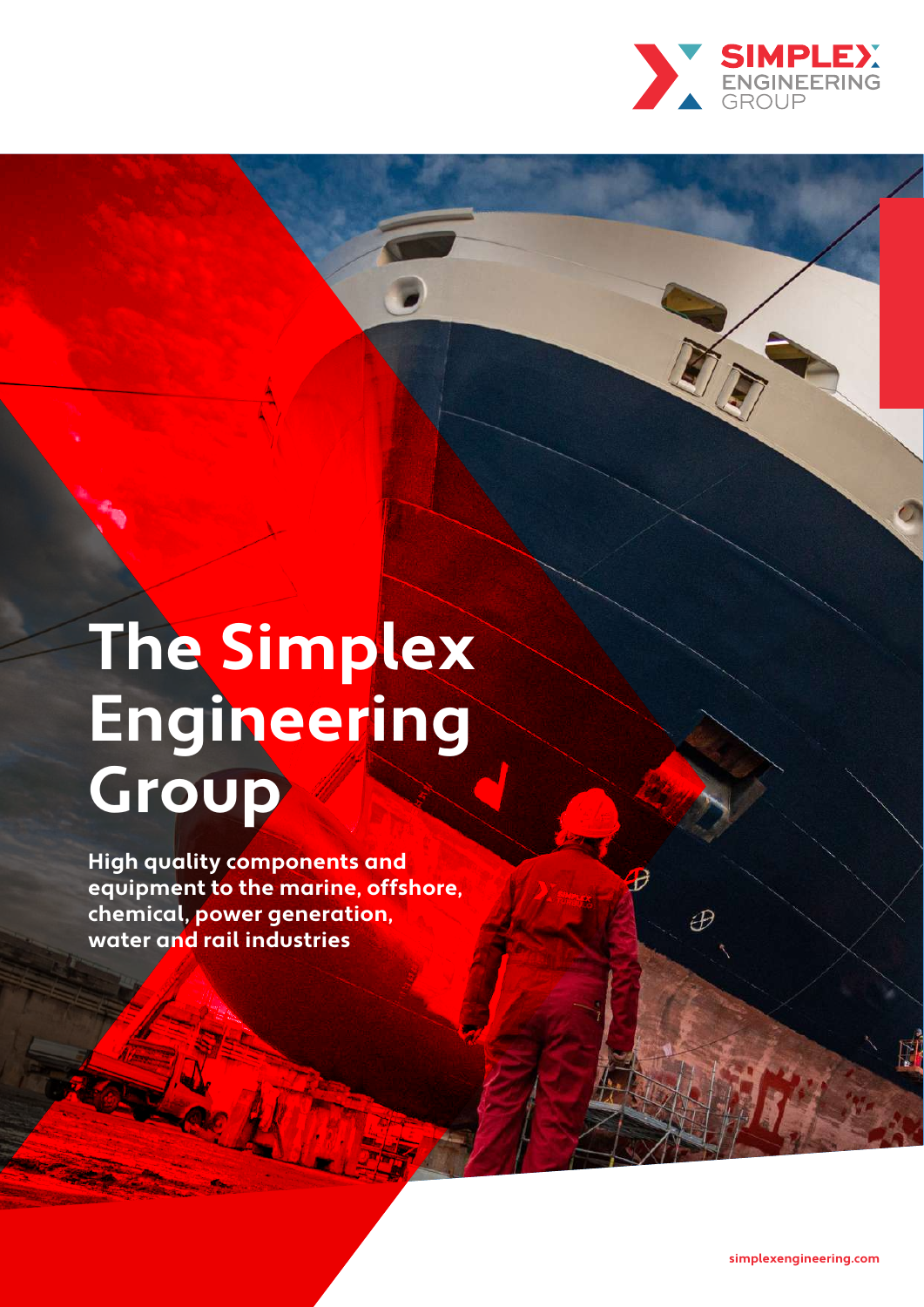SIMPLEX ENGINEERING GROUP

# The Simplex Engineering Group

**High quality components and equipment to the marine, offshore, chemical, power generation, water and rail industries**

simplexengineering.com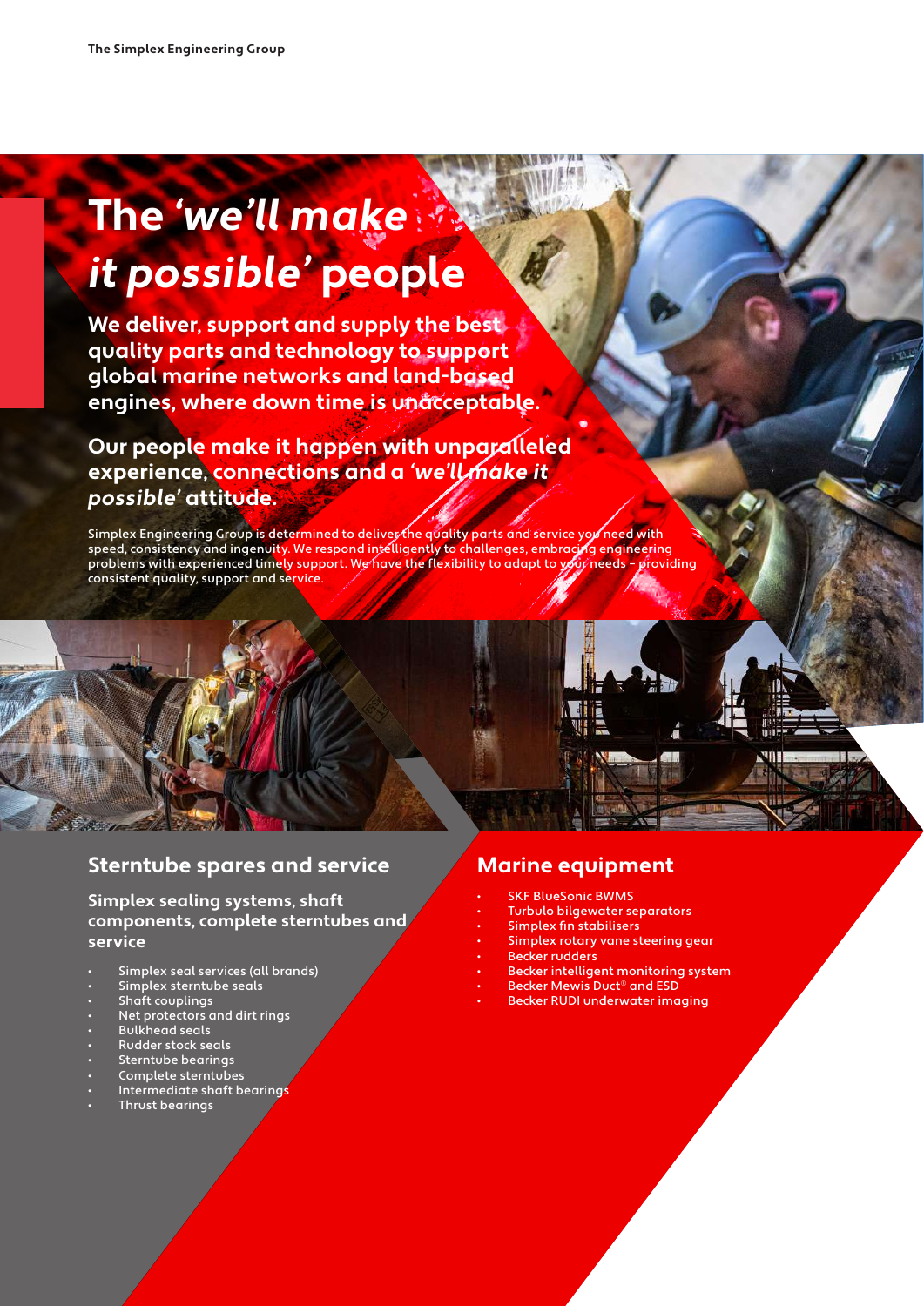# The *'we'll make it possible'* people

**We deliver, support and supply the best quality parts and technology to support global marine networks and land-based engines, where down time is unacceptable.**

**Our people make it happen with unparalleled experience, connections and a *'we'll make it possible'* attitude.**

Simplex Engineering Group is determined to deliver the quality parts and service you need with speed, consistency and ingenuity. We respond intelligently to challenges, embracing engineering problems with experienced timely support. We have the flexibility to adapt to your needs – providing consistent quality, support and service.

## Sterntube spares and service

### Simplex sealing systems, shaft components, complete sterntubes and service

- Simplex seal services (all brands)
- Simplex sterntube seals
- Shaft couplings
- Net protectors and dirt rings
- Bulkhead seals
- Rudder stock seals
- Sterntube bearings
- Complete sterntubes
- Intermediate shaft bearings
- Thrust bearings

## Marine equipment

- SKF BlueSonic BWMS
- Turbulo bilgewater separators
- Simplex fin stabilisers
- Simplex rotary vane steering gear
- Becker rudders
- Becker intelligent monitoring system
- Becker Mewis Duct® and ESD
- Becker RUDI underwater imaging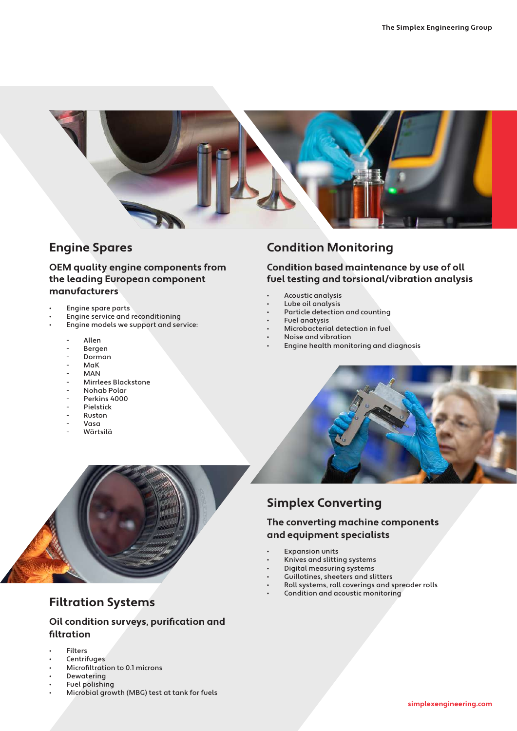## Engine Spares

### OEM quality engine components from the leading European component manufacturers

- Engine spare parts
- Engine service and reconditioning
- Engine models we support and service:
  - Allen
  - Bergen
  - Dorman
  - MaK
  - MAN
  - Mirrlees Blackstone
  - Nohab Polar
  - Perkins 4000
  - Pielstick
  - Ruston
  - Vasa
  - Wärtsilä

## Condition Monitoring

### Condition based maintenance by use of oil fuel testing and torsional/vibration analysis

- Acoustic analysis
- Lube oil analysis
- Particle detection and counting
- Fuel analysis
- Microbacterial detection in fuel
- Noise and vibration
- Engine health monitoring and diagnosis

## Simplex Converting

### The converting machine components and equipment specialists

- Expansion units
- Knives and slitting systems
- Digital measuring systems
- Guillotines, sheeters and slitters
- Roll systems, roll coverings and spreader rolls
- Condition and acoustic monitoring

## Filtration Systems

### Oil condition surveys, purification and filtration

- Filters
- Centrifuges
- Microfiltration to 0.1 microns
- Dewatering
- Fuel polishing
- Microbial growth (MBG) test at tank for fuels

simplexengineering.com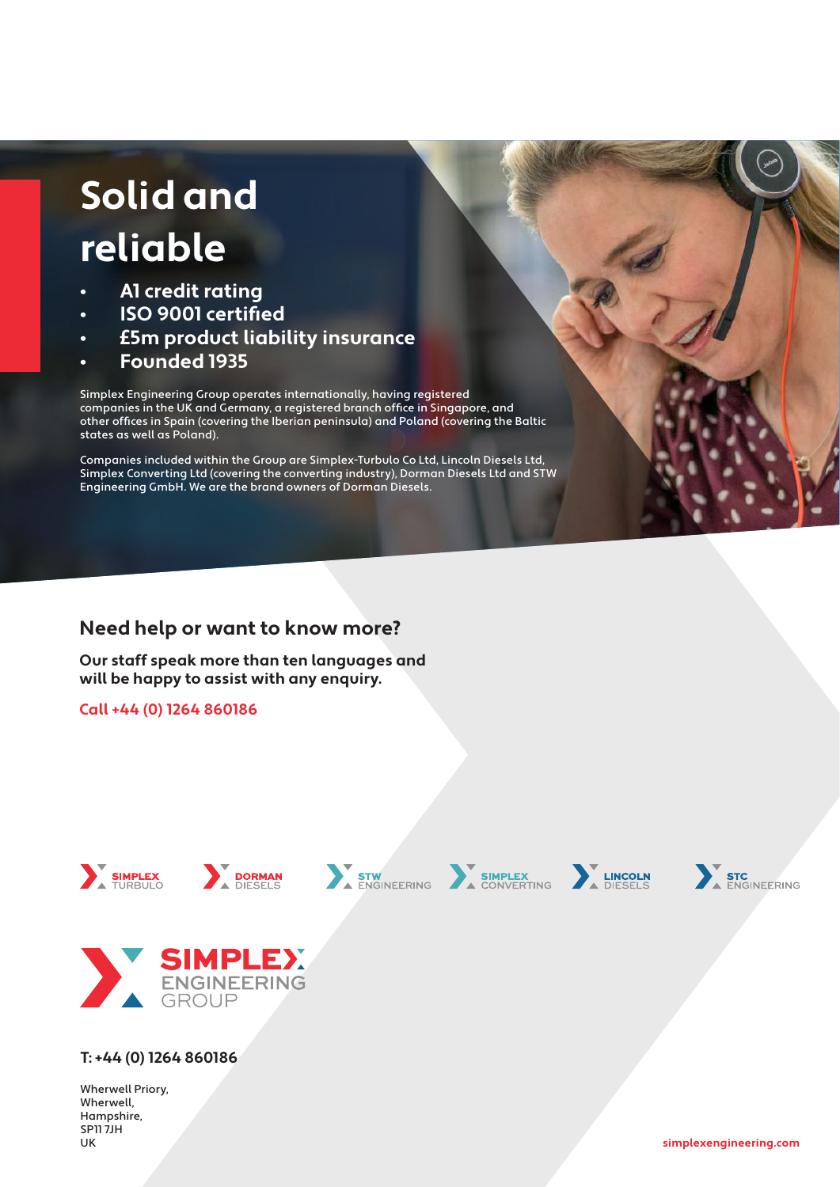# Solid and reliable

- A1 credit rating
- ISO 9001 certified
- £5m product liability insurance
- Founded 1935

Simplex Engineering Group operates internationally, having registered companies in the UK and Germany, a registered branch office in Singapore, and other offices in Spain (covering the Iberian peninsula) and Poland (covering the Baltic states as well as Poland).

Companies included within the Group are Simplex-Turbulo Co Ltd, Lincoln Diesels Ltd, Simplex Converting Ltd (covering the converting industry), Dorman Diesels Ltd and STW Engineering GmbH. We are the brand owners of Dorman Diesels.

## Need help or want to know more?

**Our staff speak more than ten languages and will be happy to assist with any enquiry.**

**Call +44 (0) 1264 860186**

SIMPLEX TURBULO

DORMAN DIESELS

STW ENGINEERING

SIMPLEX CONVERTING

LINCOLN DIESELS

STC ENGINEERING

SIMPLEX ENGINEERING GROUP

**T: +44 (0) 1264 860186**

Wherwell Priory,
Wherwell,
Hampshire,
SP11 7JH
UK

simplexengineering.com